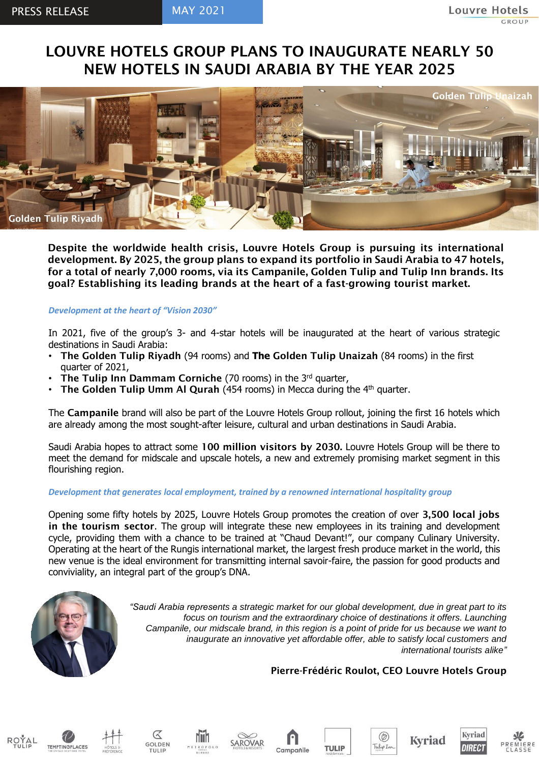PRESS RELEASE MAY 2021

# LOUVRE HOTELS GROUP PLANS TO INAUGURATE NEARLY 50 NEW HOTELS IN SAUDI ARABIA BY THE YEAR 2025

Golden Tulip Riyadh

Golden Tulip Unaizah

**Despite the worldwide health crisis, Louvre Hotels Group is pursuing its international development. By 2025, the group plans to expand its portfolio in Saudi Arabia to 47 hotels, for a total of nearly 7,000 rooms, via its Campanile, Golden Tulip and Tulip Inn brands. Its goal? Establishing its leading brands at the heart of a fast-growing tourist market.**

### *Development at the heart of "Vision 2030"*

In 2021, five of the group's 3- and 4-star hotels will be inaugurated at the heart of various strategic destinations in Saudi Arabia:

- **The Golden Tulip Riyadh** (94 rooms) and **The Golden Tulip Unaizah** (84 rooms) in the first quarter of 2021,
- **The Tulip Inn Dammam Corniche** (70 rooms) in the 3rd quarter,
- **The Golden Tulip Umm Al Qurah** (454 rooms) in Mecca during the 4th quarter.

The **Campanile** brand will also be part of the Louvre Hotels Group rollout, joining the first 16 hotels which are already among the most sought-after leisure, cultural and urban destinations in Saudi Arabia.

Saudi Arabia hopes to attract some **100 million visitors by 2030.** Louvre Hotels Group will be there to meet the demand for midscale and upscale hotels, a new and extremely promising market segment in this flourishing region.

### *Development that generates local employment, trained by a renowned international hospitality group*

Opening some fifty hotels by 2025, Louvre Hotels Group promotes the creation of over **3,500 local jobs in the tourism sector**. The group will integrate these new employees in its training and development cycle, providing them with a chance to be trained at "Chaud Devant!", our company Culinary University. Operating at the heart of the Rungis international market, the largest fresh produce market in the world, this new venue is the ideal environment for transmitting internal savoir-faire, the passion for good products and conviviality, an integral part of the group's DNA.

*"Saudi Arabia represents a strategic market for our global development, due in great part to its focus on tourism and the extraordinary choice of destinations it offers. Launching Campanile, our midscale brand, in this region is a point of pride for us because we want to inaugurate an innovative yet affordable offer, able to satisfy local customers and international tourists alike"*

**Pierre-Frédéric Roulot, CEO Louvre Hotels Group**

ROYAL TULIP · TEMPTINGPLACES · HÔTELS & PRÉFÉRENCE · GOLDEN TULIP · METROPOLO · SAROVAR HOTELS & RESORTS · Campanile · TULIP residences · Tulip Inn · Kyriad · Kyriad DIRECT · PREMIERE CLASSE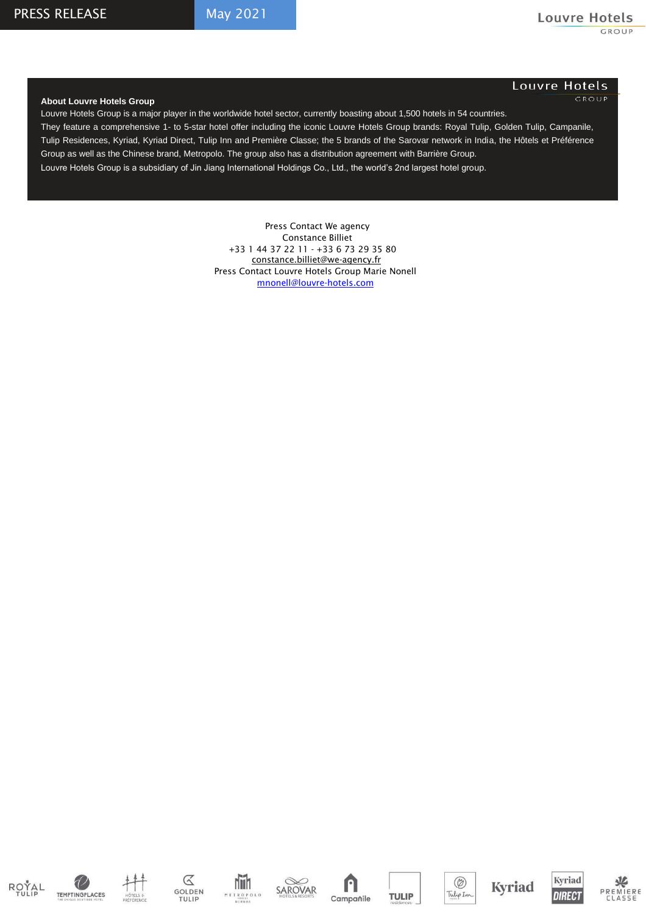**About Louvre Hotels Group**

Louvre Hotels Group is a major player in the worldwide hotel sector, currently boasting about 1,500 hotels in 54 countries.

They feature a comprehensive 1- to 5-star hotel offer including the iconic Louvre Hotels Group brands: Royal Tulip, Golden Tulip, Campanile, Tulip Residences, Kyriad, Kyriad Direct, Tulip Inn and Première Classe; the 5 brands of the Sarovar network in India, the Hôtels et Préférence Group as well as the Chinese brand, Metropolo. The group also has a distribution agreement with Barrière Group.

Louvre Hotels Group is a subsidiary of Jin Jiang International Holdings Co., Ltd., the world's 2nd largest hotel group.

Press Contact We agency
Constance Billiet
+33 1 44 37 22 11 - +33 6 73 29 35 80
constance.billiet@we-agency.fr
Press Contact Louvre Hotels Group Marie Nonell
mnonell@louvre-hotels.com